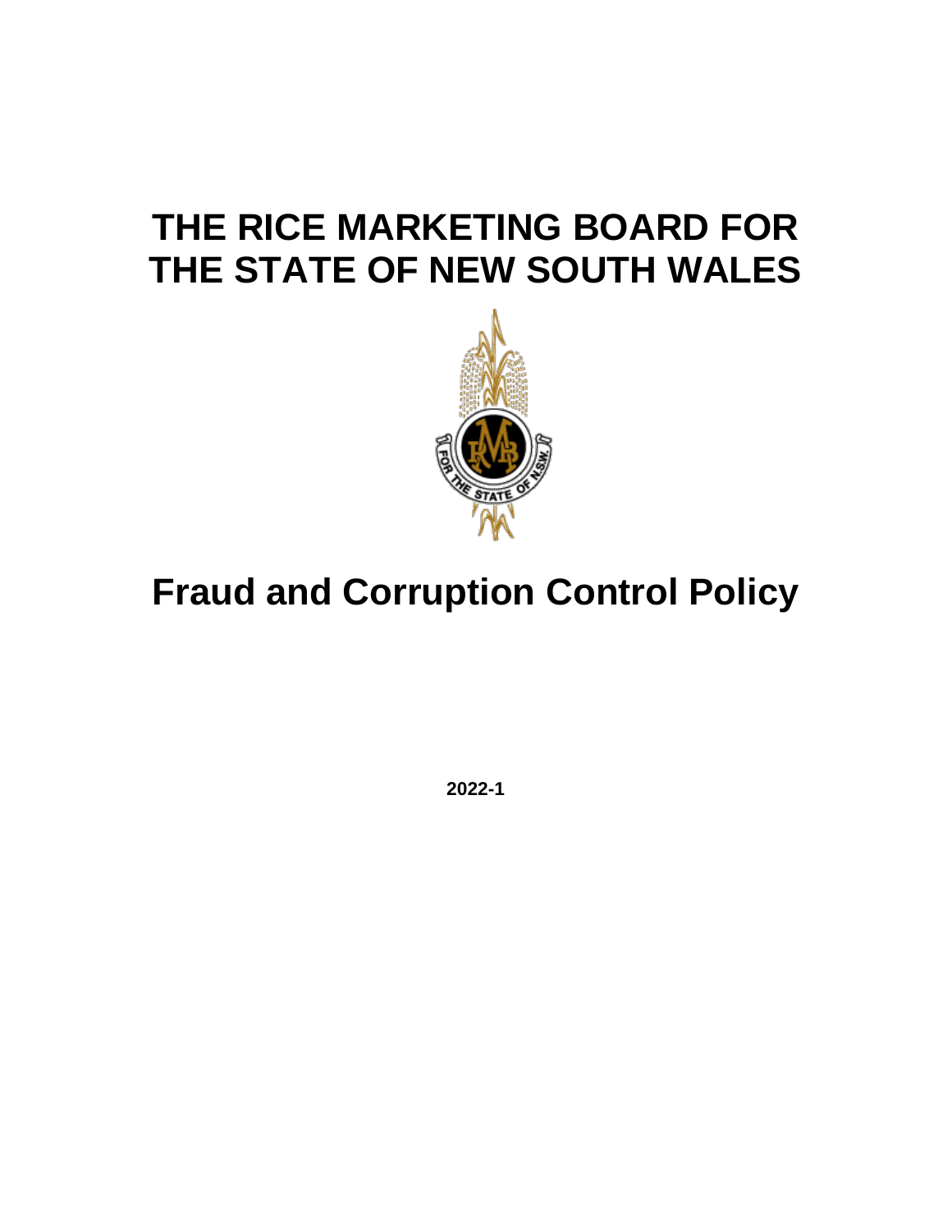# THE RICE MARKETING BOARD FOR THE STATE OF NEW SOUTH WALES

# Fraud and Corruption Control Policy

**2022-1**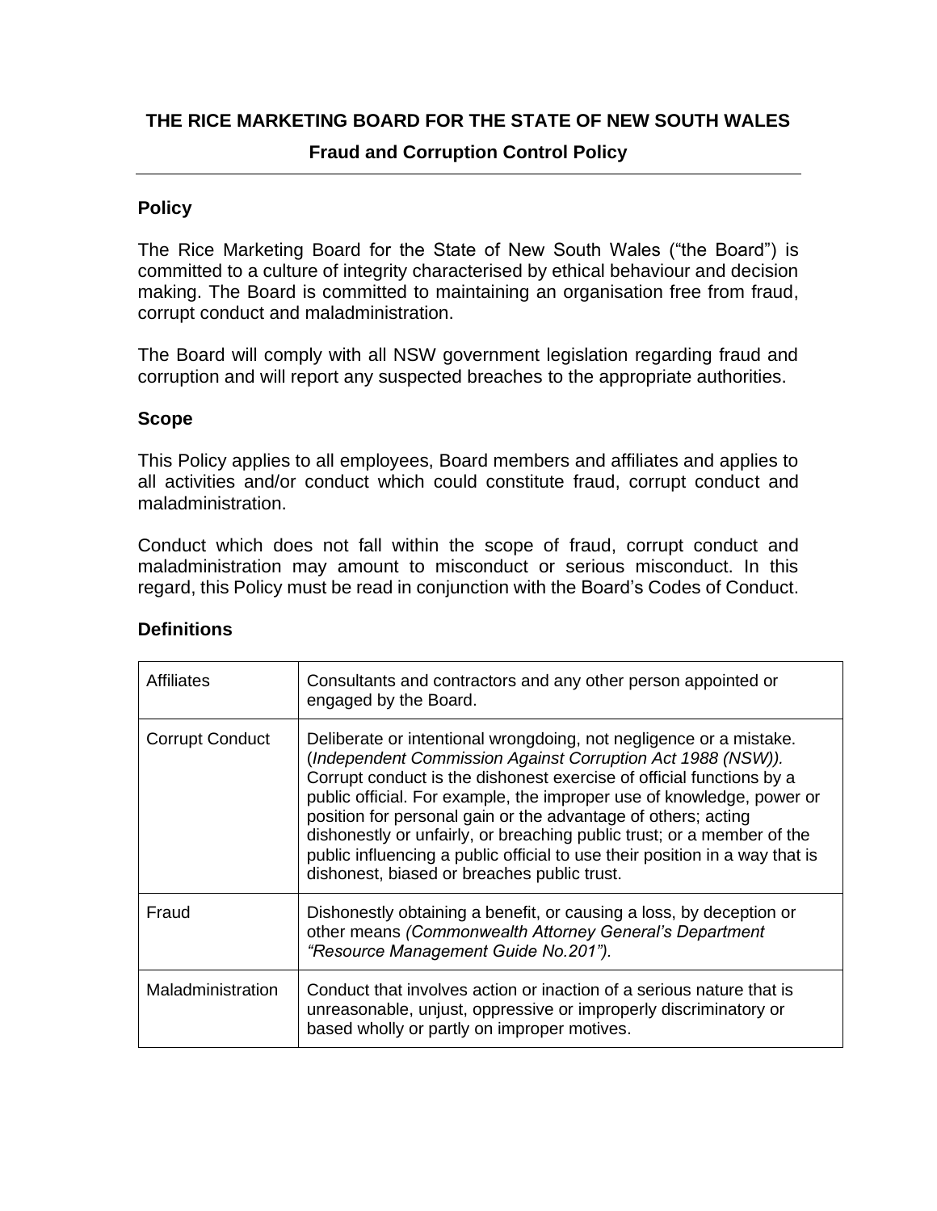# THE RICE MARKETING BOARD FOR THE STATE OF NEW SOUTH WALES

## Fraud and Corruption Control Policy

### Policy

The Rice Marketing Board for the State of New South Wales ("the Board") is committed to a culture of integrity characterised by ethical behaviour and decision making. The Board is committed to maintaining an organisation free from fraud, corrupt conduct and maladministration.

The Board will comply with all NSW government legislation regarding fraud and corruption and will report any suspected breaches to the appropriate authorities.

### Scope

This Policy applies to all employees, Board members and affiliates and applies to all activities and/or conduct which could constitute fraud, corrupt conduct and maladministration.

Conduct which does not fall within the scope of fraud, corrupt conduct and maladministration may amount to misconduct or serious misconduct. In this regard, this Policy must be read in conjunction with the Board's Codes of Conduct.

### Definitions

| Term | Definition |
|---|---|
| Affiliates | Consultants and contractors and any other person appointed or engaged by the Board. |
| Corrupt Conduct | Deliberate or intentional wrongdoing, not negligence or a mistake. (*Independent Commission Against Corruption Act 1988 (NSW)).* Corrupt conduct is the dishonest exercise of official functions by a public official. For example, the improper use of knowledge, power or position for personal gain or the advantage of others; acting dishonestly or unfairly, or breaching public trust; or a member of the public influencing a public official to use their position in a way that is dishonest, biased or breaches public trust. |
| Fraud | Dishonestly obtaining a benefit, or causing a loss, by deception or other means *(Commonwealth Attorney General's Department "Resource Management Guide No.201").* |
| Maladministration | Conduct that involves action or inaction of a serious nature that is unreasonable, unjust, oppressive or improperly discriminatory or based wholly or partly on improper motives. |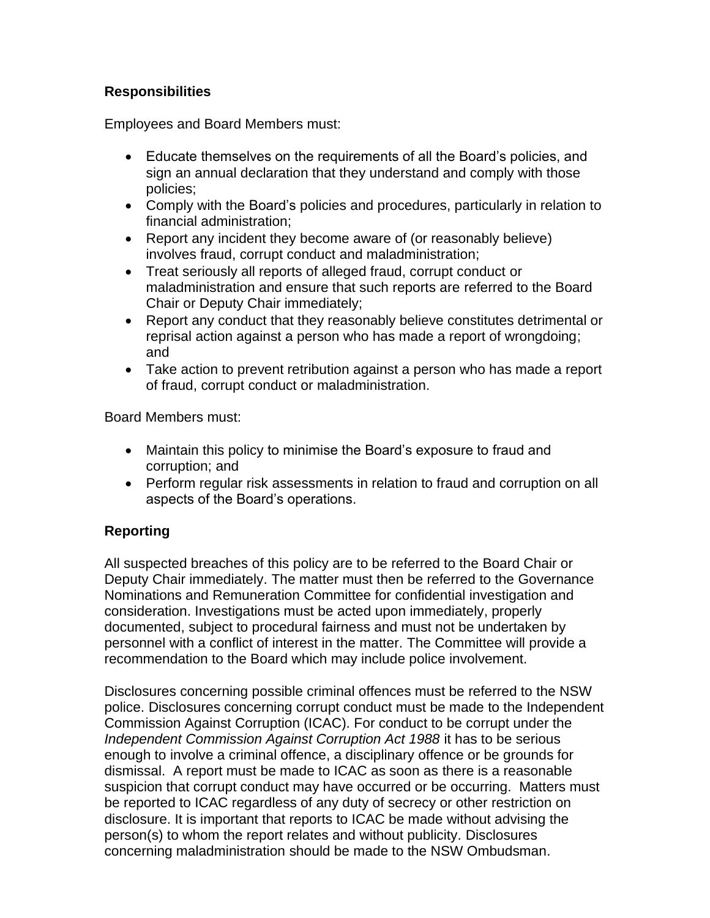## Responsibilities

Employees and Board Members must:

- Educate themselves on the requirements of all the Board's policies, and sign an annual declaration that they understand and comply with those policies;
- Comply with the Board's policies and procedures, particularly in relation to financial administration;
- Report any incident they become aware of (or reasonably believe) involves fraud, corrupt conduct and maladministration;
- Treat seriously all reports of alleged fraud, corrupt conduct or maladministration and ensure that such reports are referred to the Board Chair or Deputy Chair immediately;
- Report any conduct that they reasonably believe constitutes detrimental or reprisal action against a person who has made a report of wrongdoing; and
- Take action to prevent retribution against a person who has made a report of fraud, corrupt conduct or maladministration.

Board Members must:

- Maintain this policy to minimise the Board's exposure to fraud and corruption; and
- Perform regular risk assessments in relation to fraud and corruption on all aspects of the Board's operations.

## Reporting

All suspected breaches of this policy are to be referred to the Board Chair or Deputy Chair immediately. The matter must then be referred to the Governance Nominations and Remuneration Committee for confidential investigation and consideration. Investigations must be acted upon immediately, properly documented, subject to procedural fairness and must not be undertaken by personnel with a conflict of interest in the matter. The Committee will provide a recommendation to the Board which may include police involvement.

Disclosures concerning possible criminal offences must be referred to the NSW police. Disclosures concerning corrupt conduct must be made to the Independent Commission Against Corruption (ICAC). For conduct to be corrupt under the *Independent Commission Against Corruption Act 1988* it has to be serious enough to involve a criminal offence, a disciplinary offence or be grounds for dismissal. A report must be made to ICAC as soon as there is a reasonable suspicion that corrupt conduct may have occurred or be occurring. Matters must be reported to ICAC regardless of any duty of secrecy or other restriction on disclosure. It is important that reports to ICAC be made without advising the person(s) to whom the report relates and without publicity. Disclosures concerning maladministration should be made to the NSW Ombudsman.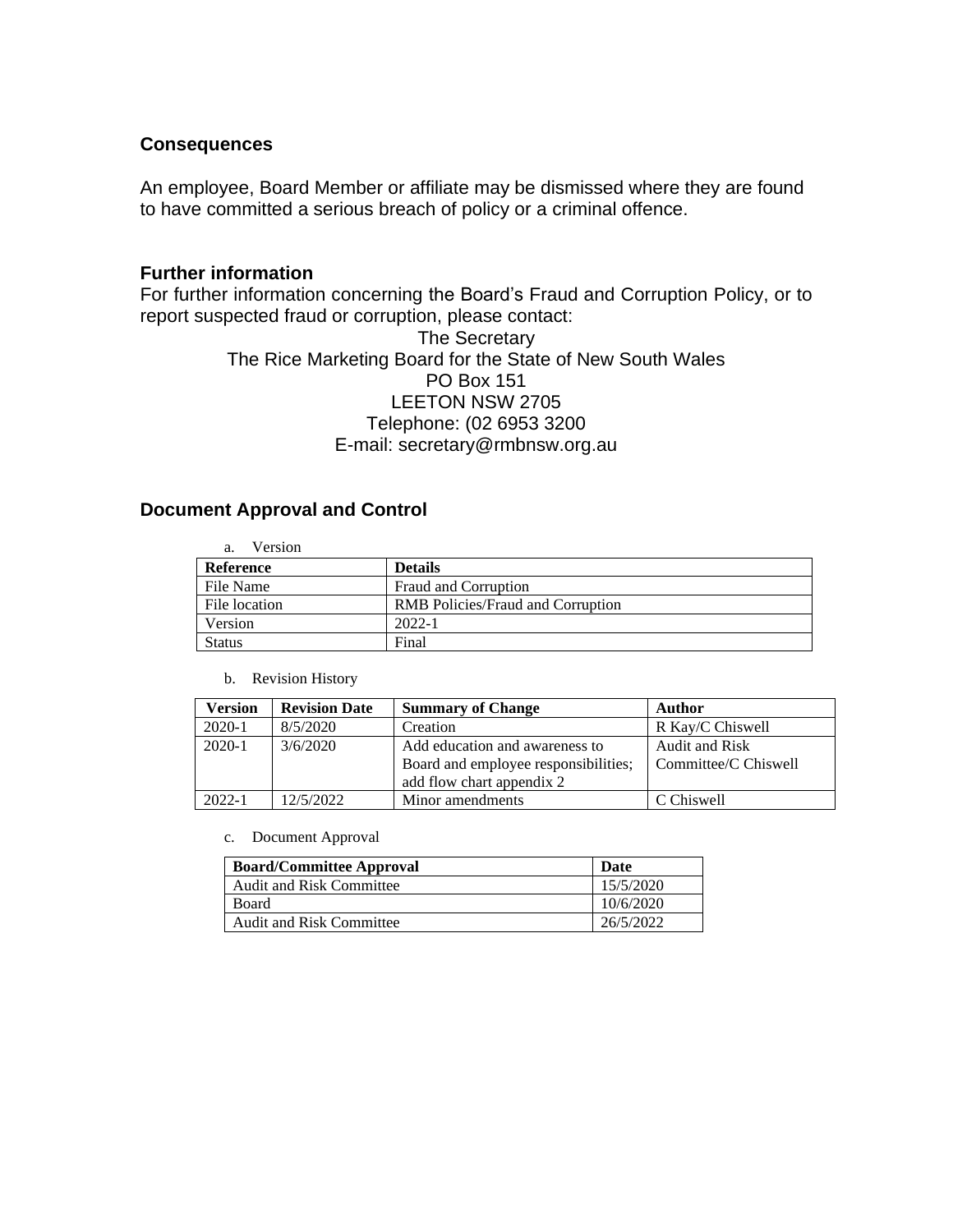## Consequences

An employee, Board Member or affiliate may be dismissed where they are found to have committed a serious breach of policy or a criminal offence.

## Further information

For further information concerning the Board's Fraud and Corruption Policy, or to report suspected fraud or corruption, please contact:

The Secretary
The Rice Marketing Board for the State of New South Wales
PO Box 151
LEETON NSW 2705
Telephone: (02 6953 3200
E-mail: secretary@rmbnsw.org.au

## Document Approval and Control

a. Version

| Reference | Details |
|---|---|
| File Name | Fraud and Corruption |
| File location | RMB Policies/Fraud and Corruption |
| Version | 2022-1 |
| Status | Final |

b. Revision History

| Version | Revision Date | Summary of Change | Author |
|---|---|---|---|
| 2020-1 | 8/5/2020 | Creation | R Kay/C Chiswell |
| 2020-1 | 3/6/2020 | Add education and awareness to Board and employee responsibilities; add flow chart appendix 2 | Audit and Risk Committee/C Chiswell |
| 2022-1 | 12/5/2022 | Minor amendments | C Chiswell |

c. Document Approval

| Board/Committee Approval | Date |
|---|---|
| Audit and Risk Committee | 15/5/2020 |
| Board | 10/6/2020 |
| Audit and Risk Committee | 26/5/2022 |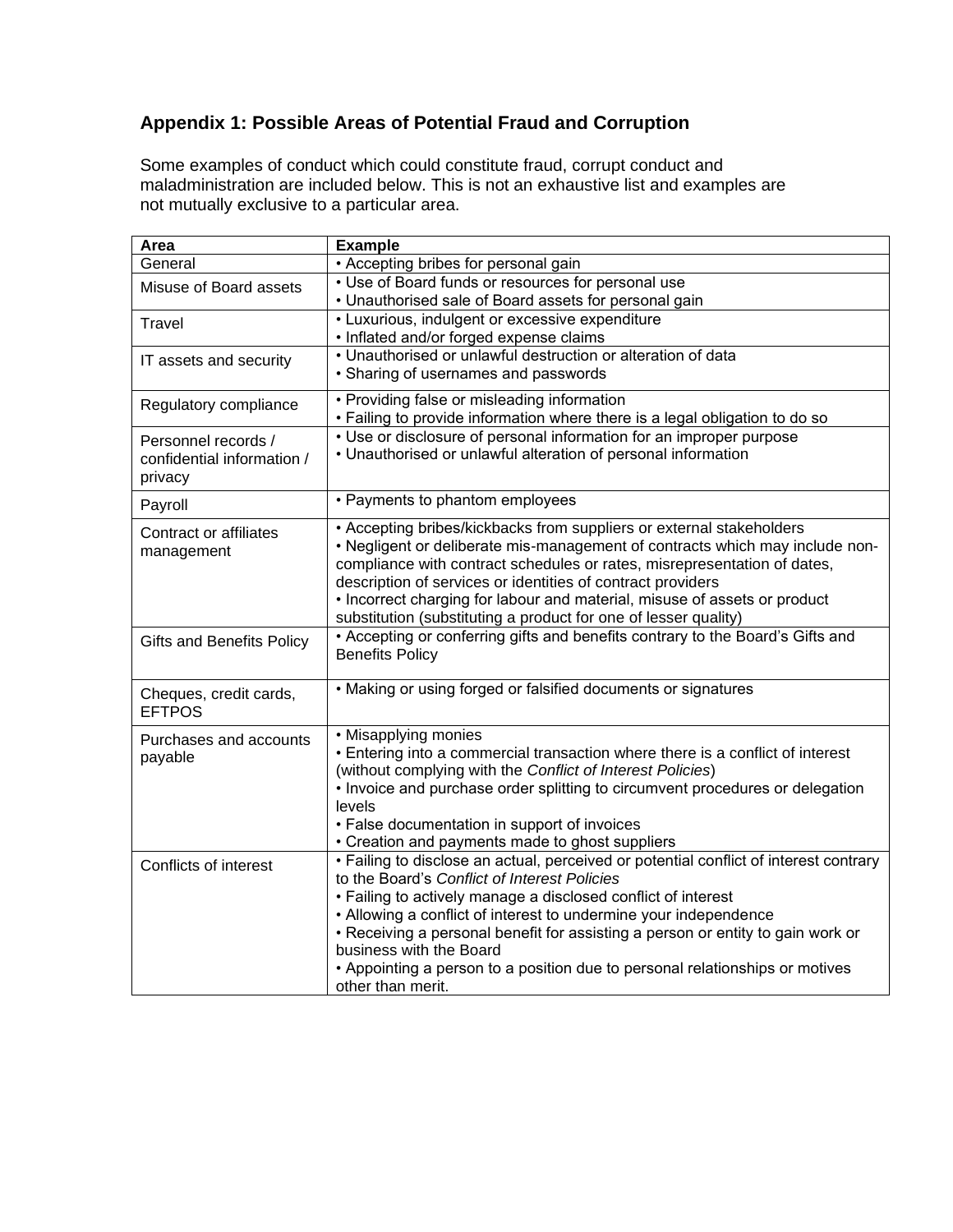## Appendix 1: Possible Areas of Potential Fraud and Corruption

Some examples of conduct which could constitute fraud, corrupt conduct and maladministration are included below. This is not an exhaustive list and examples are not mutually exclusive to a particular area.

| Area | Example |
|---|---|
| General | • Accepting bribes for personal gain |
| Misuse of Board assets | • Use of Board funds or resources for personal use<br>• Unauthorised sale of Board assets for personal gain |
| Travel | • Luxurious, indulgent or excessive expenditure<br>• Inflated and/or forged expense claims |
| IT assets and security | • Unauthorised or unlawful destruction or alteration of data<br>• Sharing of usernames and passwords |
| Regulatory compliance | • Providing false or misleading information<br>• Failing to provide information where there is a legal obligation to do so |
| Personnel records / confidential information / privacy | • Use or disclosure of personal information for an improper purpose<br>• Unauthorised or unlawful alteration of personal information |
| Payroll | • Payments to phantom employees |
| Contract or affiliates management | • Accepting bribes/kickbacks from suppliers or external stakeholders<br>• Negligent or deliberate mis-management of contracts which may include non-compliance with contract schedules or rates, misrepresentation of dates, description of services or identities of contract providers<br>• Incorrect charging for labour and material, misuse of assets or product substitution (substituting a product for one of lesser quality) |
| Gifts and Benefits Policy | • Accepting or conferring gifts and benefits contrary to the Board's Gifts and Benefits Policy |
| Cheques, credit cards, EFTPOS | • Making or using forged or falsified documents or signatures |
| Purchases and accounts payable | • Misapplying monies<br>• Entering into a commercial transaction where there is a conflict of interest (without complying with the *Conflict of Interest Policies*)<br>• Invoice and purchase order splitting to circumvent procedures or delegation levels<br>• False documentation in support of invoices<br>• Creation and payments made to ghost suppliers |
| Conflicts of interest | • Failing to disclose an actual, perceived or potential conflict of interest contrary to the Board's *Conflict of Interest Policies*<br>• Failing to actively manage a disclosed conflict of interest<br>• Allowing a conflict of interest to undermine your independence<br>• Receiving a personal benefit for assisting a person or entity to gain work or business with the Board<br>• Appointing a person to a position due to personal relationships or motives other than merit. |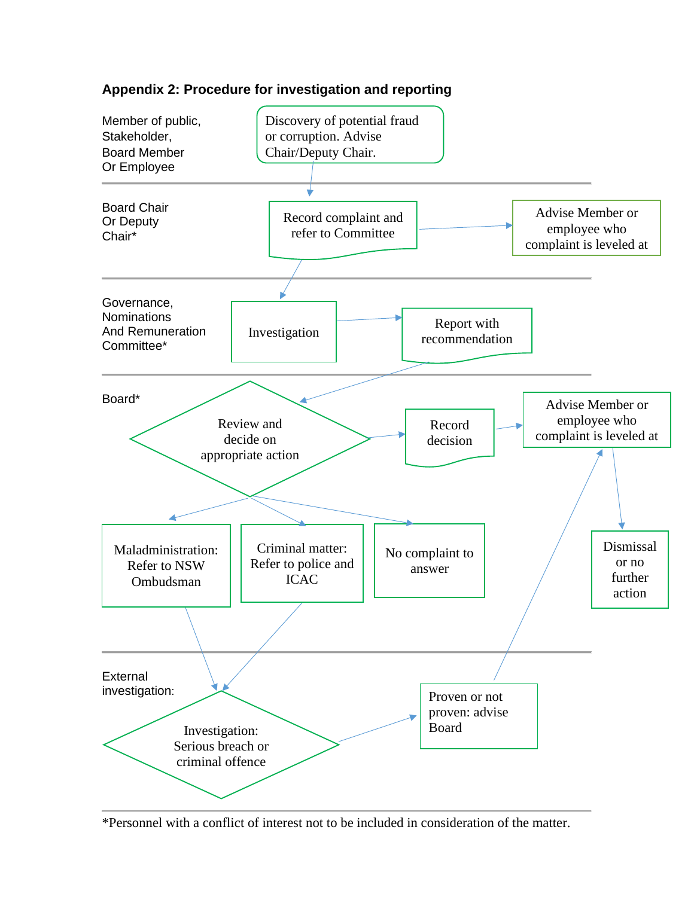### Appendix 2: Procedure for investigation and reporting

Member of public,
Stakeholder,
Board Member
Or Employee

Discovery of potential fraud or corruption. Advise Chair/Deputy Chair.

Board Chair
Or Deputy
Chair*

Record complaint and refer to Committee

Advise Member or employee who complaint is leveled at

Governance,
Nominations
And Remuneration
Committee*

Investigation

Report with recommendation

Board*

Review and decide on appropriate action

Record decision

Advise Member or employee who complaint is leveled at

Maladministration: Refer to NSW Ombudsman

Criminal matter: Refer to police and ICAC

No complaint to answer

Dismissal or no further action

External
investigation:

Investigation: Serious breach or criminal offence

Proven or not proven: advise Board

*Personnel with a conflict of interest not to be included in consideration of the matter.